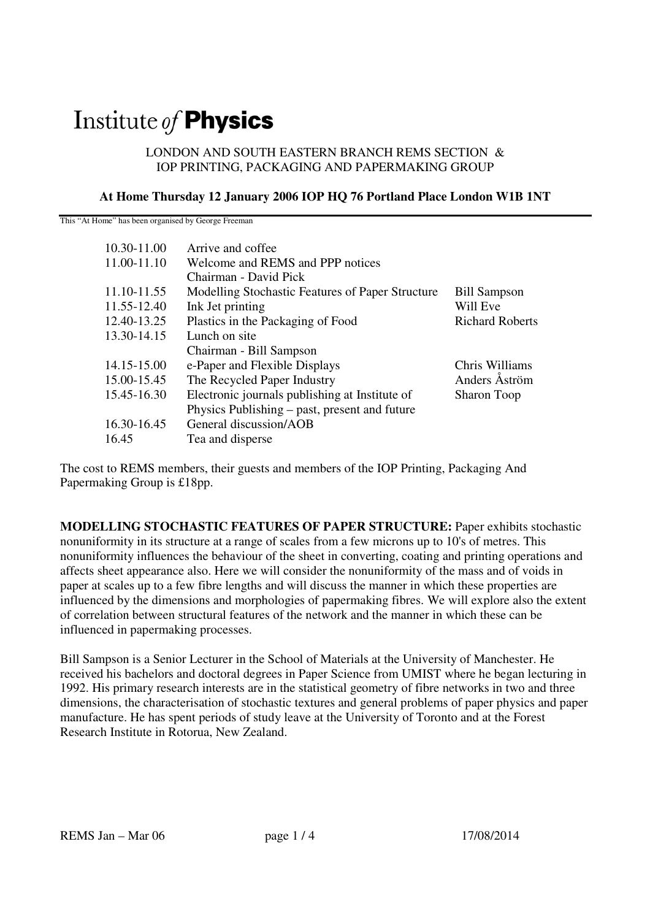# Institute of Physics

LONDON AND SOUTH EASTERN BRANCH REMS SECTION &
IOP PRINTING, PACKAGING AND PAPERMAKING GROUP

**At Home Thursday 12 January 2006 IOP HQ 76 Portland Place London W1B 1NT**

This "At Home" has been organised by George Freeman

| | | |
|---|---|---|
| 10.30-11.00 | Arrive and coffee | |
| 11.00-11.10 | Welcome and REMS and PPP notices | |
| | Chairman - David Pick | |
| 11.10-11.55 | Modelling Stochastic Features of Paper Structure | Bill Sampson |
| 11.55-12.40 | Ink Jet printing | Will Eve |
| 12.40-13.25 | Plastics in the Packaging of Food | Richard Roberts |
| 13.30-14.15 | Lunch on site | |
| | Chairman - Bill Sampson | |
| 14.15-15.00 | e-Paper and Flexible Displays | Chris Williams |
| 15.00-15.45 | The Recycled Paper Industry | Anders Åström |
| 15.45-16.30 | Electronic journals publishing at Institute of Physics Publishing – past, present and future | Sharon Toop |
| 16.30-16.45 | General discussion/AOB | |
| 16.45 | Tea and disperse | |

The cost to REMS members, their guests and members of the IOP Printing, Packaging And Papermaking Group is £18pp.

**MODELLING STOCHASTIC FEATURES OF PAPER STRUCTURE:** Paper exhibits stochastic nonuniformity in its structure at a range of scales from a few microns up to 10's of metres. This nonuniformity influences the behaviour of the sheet in converting, coating and printing operations and affects sheet appearance also. Here we will consider the nonuniformity of the mass and of voids in paper at scales up to a few fibre lengths and will discuss the manner in which these properties are influenced by the dimensions and morphologies of papermaking fibres. We will explore also the extent of correlation between structural features of the network and the manner in which these can be influenced in papermaking processes.

Bill Sampson is a Senior Lecturer in the School of Materials at the University of Manchester. He received his bachelors and doctoral degrees in Paper Science from UMIST where he began lecturing in 1992. His primary research interests are in the statistical geometry of fibre networks in two and three dimensions, the characterisation of stochastic textures and general problems of paper physics and paper manufacture. He has spent periods of study leave at the University of Toronto and at the Forest Research Institute in Rotorua, New Zealand.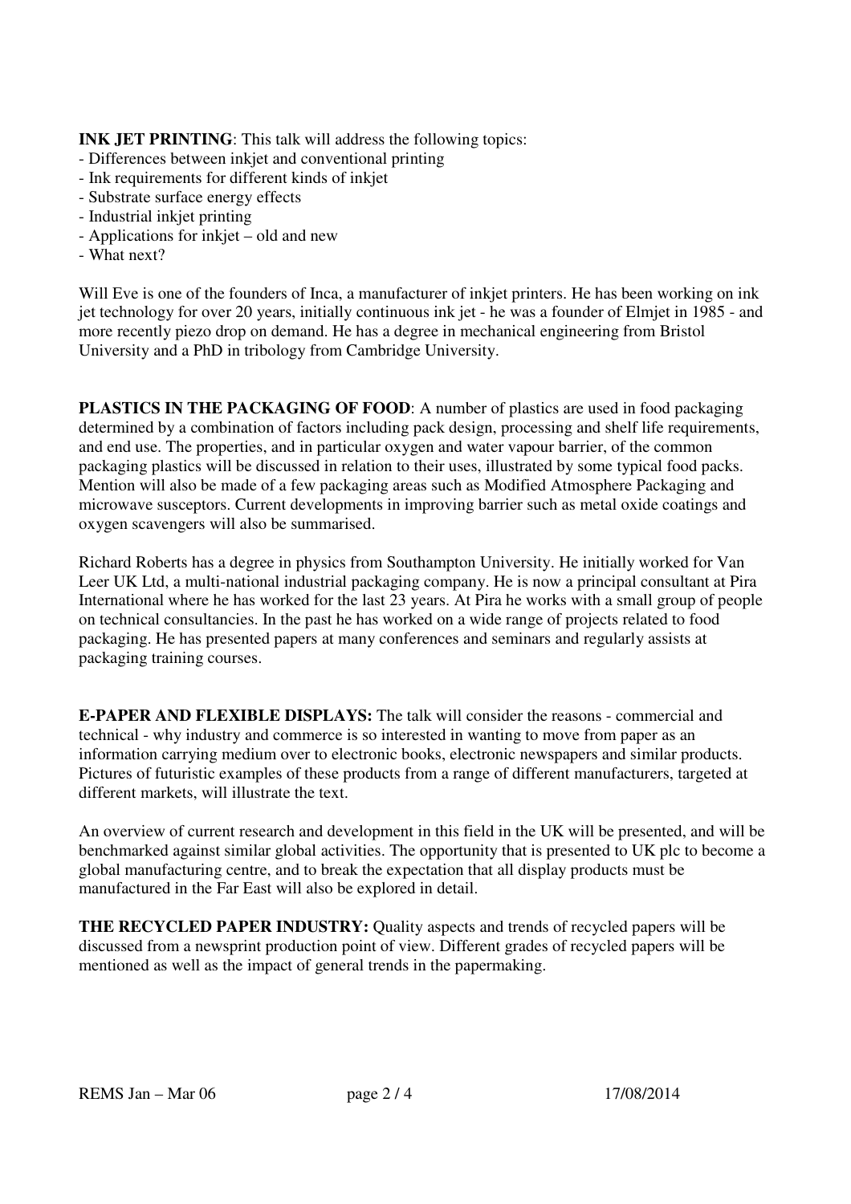**INK JET PRINTING**: This talk will address the following topics:

- Differences between inkjet and conventional printing
- Ink requirements for different kinds of inkjet
- Substrate surface energy effects
- Industrial inkjet printing
- Applications for inkjet – old and new
- What next?

Will Eve is one of the founders of Inca, a manufacturer of inkjet printers. He has been working on ink jet technology for over 20 years, initially continuous ink jet - he was a founder of Elmjet in 1985 - and more recently piezo drop on demand. He has a degree in mechanical engineering from Bristol University and a PhD in tribology from Cambridge University.

**PLASTICS IN THE PACKAGING OF FOOD**: A number of plastics are used in food packaging determined by a combination of factors including pack design, processing and shelf life requirements, and end use. The properties, and in particular oxygen and water vapour barrier, of the common packaging plastics will be discussed in relation to their uses, illustrated by some typical food packs. Mention will also be made of a few packaging areas such as Modified Atmosphere Packaging and microwave susceptors. Current developments in improving barrier such as metal oxide coatings and oxygen scavengers will also be summarised.

Richard Roberts has a degree in physics from Southampton University. He initially worked for Van Leer UK Ltd, a multi-national industrial packaging company. He is now a principal consultant at Pira International where he has worked for the last 23 years. At Pira he works with a small group of people on technical consultancies. In the past he has worked on a wide range of projects related to food packaging. He has presented papers at many conferences and seminars and regularly assists at packaging training courses.

**E-PAPER AND FLEXIBLE DISPLAYS:** The talk will consider the reasons - commercial and technical - why industry and commerce is so interested in wanting to move from paper as an information carrying medium over to electronic books, electronic newspapers and similar products. Pictures of futuristic examples of these products from a range of different manufacturers, targeted at different markets, will illustrate the text.

An overview of current research and development in this field in the UK will be presented, and will be benchmarked against similar global activities. The opportunity that is presented to UK plc to become a global manufacturing centre, and to break the expectation that all display products must be manufactured in the Far East will also be explored in detail.

**THE RECYCLED PAPER INDUSTRY:** Quality aspects and trends of recycled papers will be discussed from a newsprint production point of view. Different grades of recycled papers will be mentioned as well as the impact of general trends in the papermaking.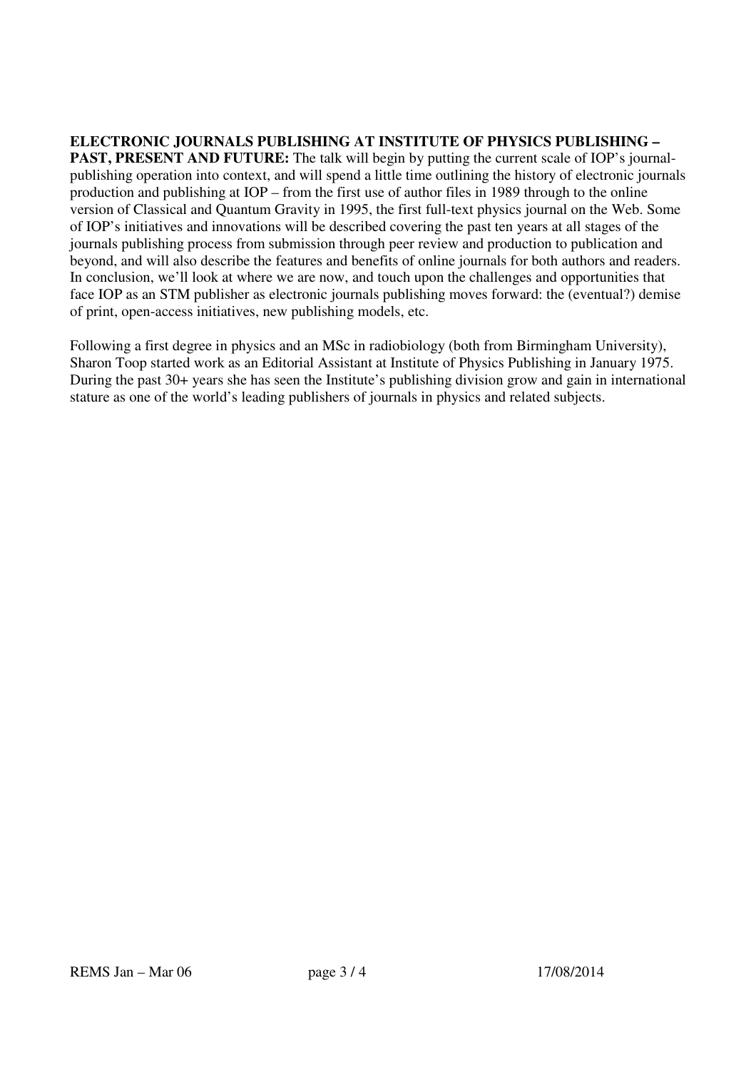**ELECTRONIC JOURNALS PUBLISHING AT INSTITUTE OF PHYSICS PUBLISHING – PAST, PRESENT AND FUTURE:** The talk will begin by putting the current scale of IOP's journal-publishing operation into context, and will spend a little time outlining the history of electronic journals production and publishing at IOP – from the first use of author files in 1989 through to the online version of Classical and Quantum Gravity in 1995, the first full-text physics journal on the Web. Some of IOP's initiatives and innovations will be described covering the past ten years at all stages of the journals publishing process from submission through peer review and production to publication and beyond, and will also describe the features and benefits of online journals for both authors and readers. In conclusion, we'll look at where we are now, and touch upon the challenges and opportunities that face IOP as an STM publisher as electronic journals publishing moves forward: the (eventual?) demise of print, open-access initiatives, new publishing models, etc.

Following a first degree in physics and an MSc in radiobiology (both from Birmingham University), Sharon Toop started work as an Editorial Assistant at Institute of Physics Publishing in January 1975. During the past 30+ years she has seen the Institute's publishing division grow and gain in international stature as one of the world's leading publishers of journals in physics and related subjects.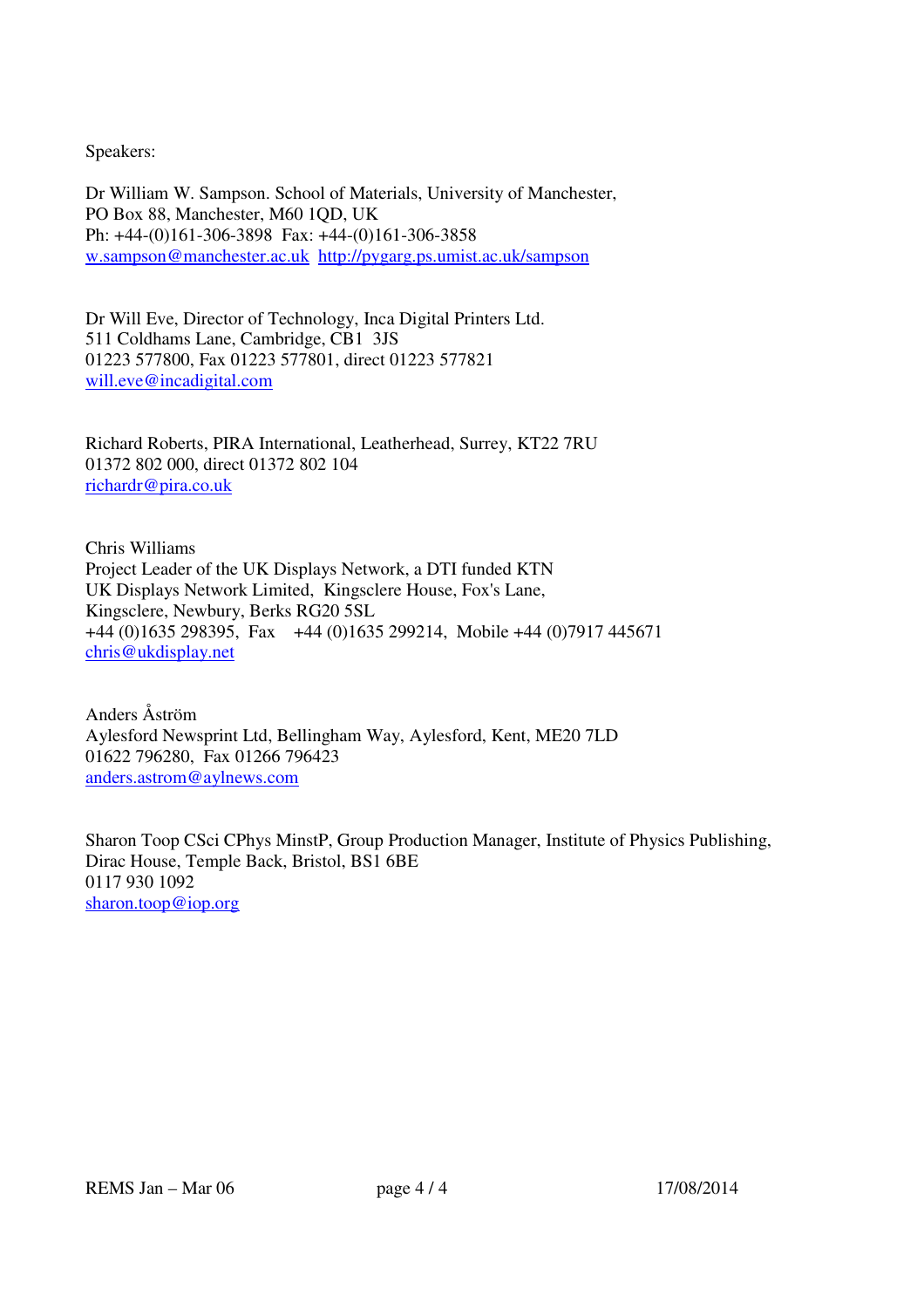Speakers:

Dr William W. Sampson. School of Materials, University of Manchester,
PO Box 88, Manchester, M60 1QD, UK
Ph: +44-(0)161-306-3898 Fax: +44-(0)161-306-3858
w.sampson@manchester.ac.uk http://pygarg.ps.umist.ac.uk/sampson

Dr Will Eve, Director of Technology, Inca Digital Printers Ltd.
511 Coldhams Lane, Cambridge, CB1 3JS
01223 577800, Fax 01223 577801, direct 01223 577821
will.eve@incadigital.com

Richard Roberts, PIRA International, Leatherhead, Surrey, KT22 7RU
01372 802 000, direct 01372 802 104
richardr@pira.co.uk

Chris Williams
Project Leader of the UK Displays Network, a DTI funded KTN
UK Displays Network Limited, Kingsclere House, Fox's Lane,
Kingsclere, Newbury, Berks RG20 5SL
+44 (0)1635 298395, Fax +44 (0)1635 299214, Mobile +44 (0)7917 445671
chris@ukdisplay.net

Anders Åström
Aylesford Newsprint Ltd, Bellingham Way, Aylesford, Kent, ME20 7LD
01622 796280, Fax 01266 796423
anders.astrom@aylnews.com

Sharon Toop CSci CPhys MinstP, Group Production Manager, Institute of Physics Publishing,
Dirac House, Temple Back, Bristol, BS1 6BE
0117 930 1092
sharon.toop@iop.org